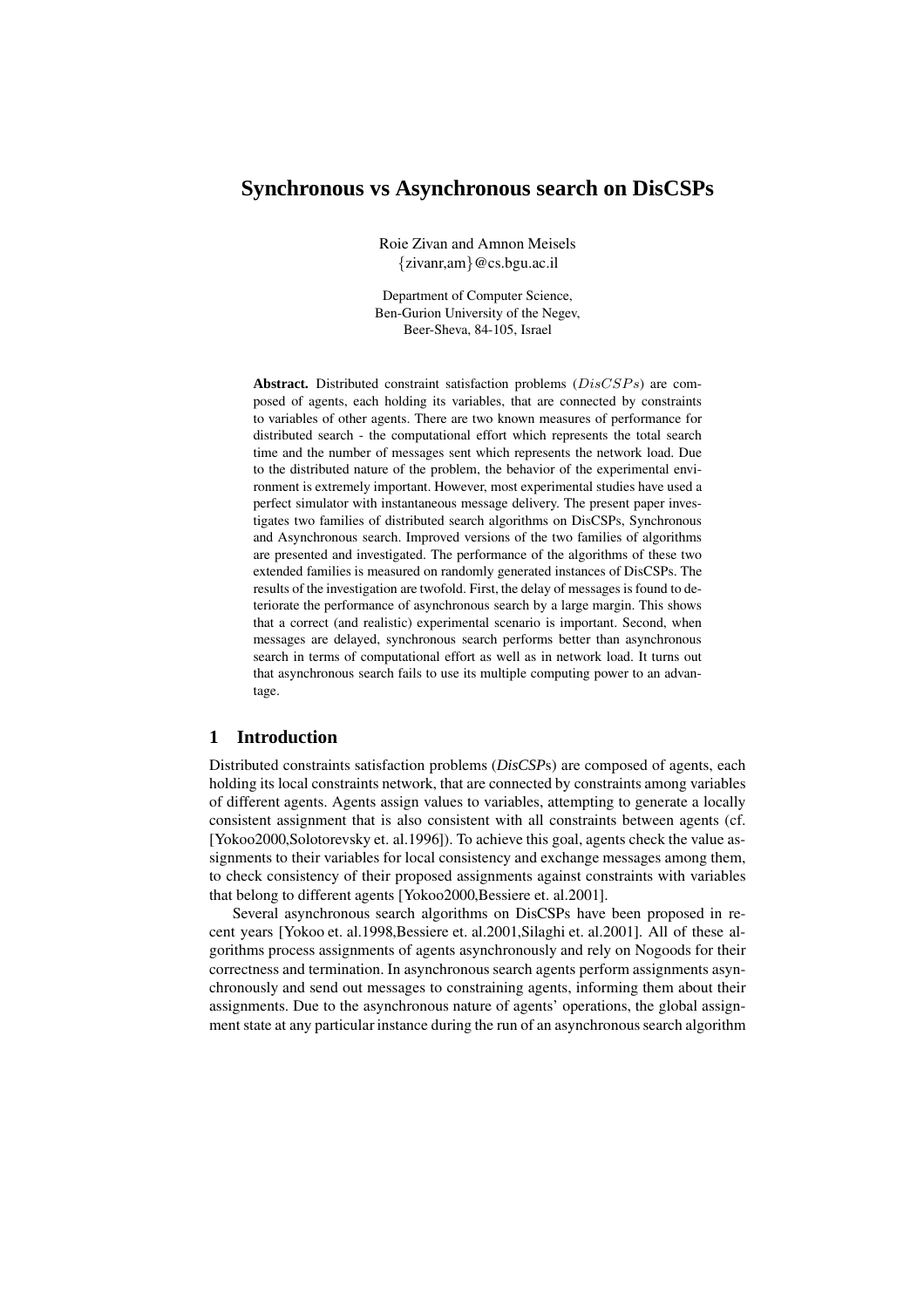# Synchronous vs Asynchronous search on DisCSPs

Roie Zivan and Amnon Meisels
{zivanr,am}@cs.bgu.ac.il

Department of Computer Science,
Ben-Gurion University of the Negev,
Beer-Sheva, 84-105, Israel

**Abstract.** Distributed constraint satisfaction problems ($DisCSPs$) are composed of agents, each holding its variables, that are connected by constraints to variables of other agents. There are two known measures of performance for distributed search - the computational effort which represents the total search time and the number of messages sent which represents the network load. Due to the distributed nature of the problem, the behavior of the experimental environment is extremely important. However, most experimental studies have used a perfect simulator with instantaneous message delivery. The present paper investigates two families of distributed search algorithms on DisCSPs, Synchronous and Asynchronous search. Improved versions of the two families of algorithms are presented and investigated. The performance of the algorithms of these two extended families is measured on randomly generated instances of DisCSPs. The results of the investigation are twofold. First, the delay of messages is found to deteriorate the performance of asynchronous search by a large margin. This shows that a correct (and realistic) experimental scenario is important. Second, when messages are delayed, synchronous search performs better than asynchronous search in terms of computational effort as well as in network load. It turns out that asynchronous search fails to use its multiple computing power to an advantage.

## 1 Introduction

Distributed constraints satisfaction problems (*DisCSP*s) are composed of agents, each holding its local constraints network, that are connected by constraints among variables of different agents. Agents assign values to variables, attempting to generate a locally consistent assignment that is also consistent with all constraints between agents (cf. [Yokoo2000,Solotorevsky et. al.1996]). To achieve this goal, agents check the value assignments to their variables for local consistency and exchange messages among them, to check consistency of their proposed assignments against constraints with variables that belong to different agents [Yokoo2000,Bessiere et. al.2001].

Several asynchronous search algorithms on DisCSPs have been proposed in recent years [Yokoo et. al.1998,Bessiere et. al.2001,Silaghi et. al.2001]. All of these algorithms process assignments of agents asynchronously and rely on Nogoods for their correctness and termination. In asynchronous search agents perform assignments asynchronously and send out messages to constraining agents, informing them about their assignments. Due to the asynchronous nature of agents' operations, the global assignment state at any particular instance during the run of an asynchronous search algorithm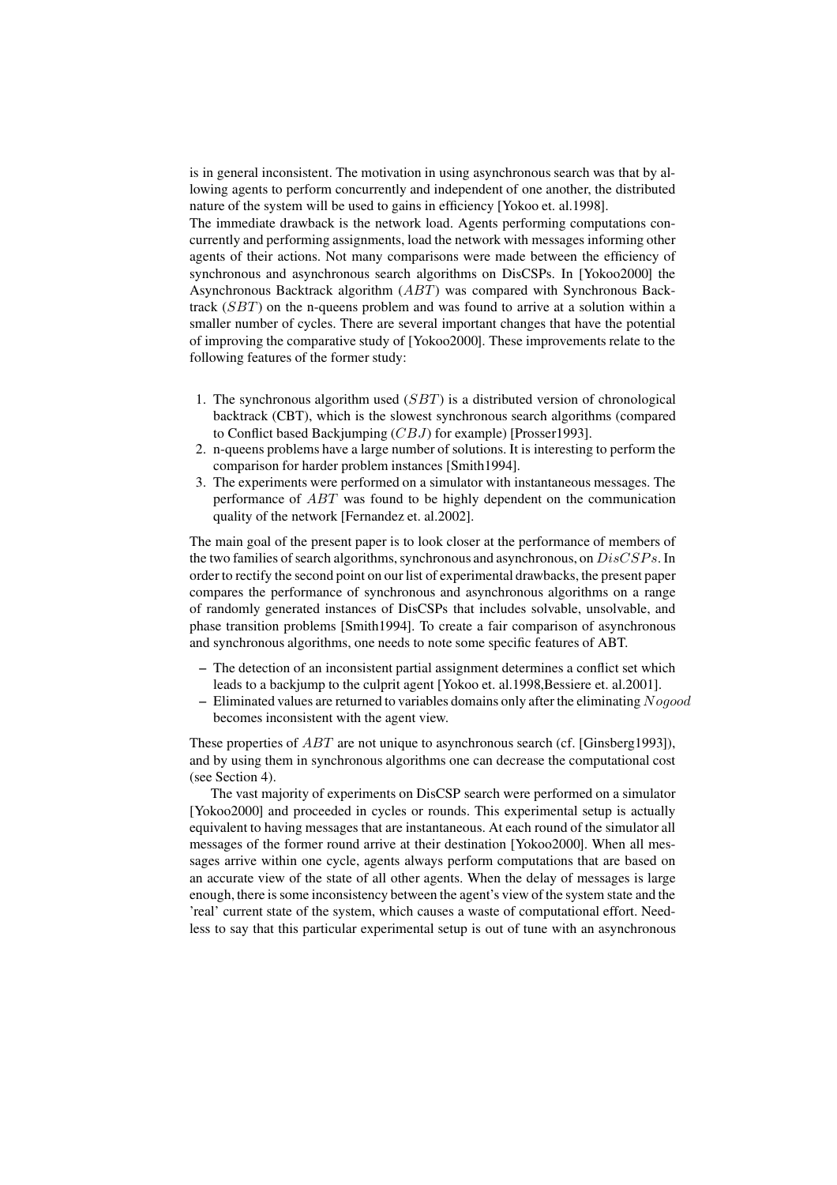is in general inconsistent. The motivation in using asynchronous search was that by allowing agents to perform concurrently and independent of one another, the distributed nature of the system will be used to gains in efficiency [Yokoo et. al.1998].
The immediate drawback is the network load. Agents performing computations concurrently and performing assignments, load the network with messages informing other agents of their actions. Not many comparisons were made between the efficiency of synchronous and asynchronous search algorithms on DisCSPs. In [Yokoo2000] the Asynchronous Backtrack algorithm ($ABT$) was compared with Synchronous Backtrack ($SBT$) on the n-queens problem and was found to arrive at a solution within a smaller number of cycles. There are several important changes that have the potential of improving the comparative study of [Yokoo2000]. These improvements relate to the following features of the former study:

1. The synchronous algorithm used ($SBT$) is a distributed version of chronological backtrack (CBT), which is the slowest synchronous search algorithms (compared to Conflict based Backjumping ($CBJ$) for example) [Prosser1993].
2. n-queens problems have a large number of solutions. It is interesting to perform the comparison for harder problem instances [Smith1994].
3. The experiments were performed on a simulator with instantaneous messages. The performance of $ABT$ was found to be highly dependent on the communication quality of the network [Fernandez et. al.2002].

The main goal of the present paper is to look closer at the performance of members of the two families of search algorithms, synchronous and asynchronous, on $DisCSPs$. In order to rectify the second point on our list of experimental drawbacks, the present paper compares the performance of synchronous and asynchronous algorithms on a range of randomly generated instances of DisCSPs that includes solvable, unsolvable, and phase transition problems [Smith1994]. To create a fair comparison of asynchronous and synchronous algorithms, one needs to note some specific features of ABT.

- The detection of an inconsistent partial assignment determines a conflict set which leads to a backjump to the culprit agent [Yokoo et. al.1998,Bessiere et. al.2001].
- Eliminated values are returned to variables domains only after the eliminating $Nogood$ becomes inconsistent with the agent view.

These properties of $ABT$ are not unique to asynchronous search (cf. [Ginsberg1993]), and by using them in synchronous algorithms one can decrease the computational cost (see Section 4).

The vast majority of experiments on DisCSP search were performed on a simulator [Yokoo2000] and proceeded in cycles or rounds. This experimental setup is actually equivalent to having messages that are instantaneous. At each round of the simulator all messages of the former round arrive at their destination [Yokoo2000]. When all messages arrive within one cycle, agents always perform computations that are based on an accurate view of the state of all other agents. When the delay of messages is large enough, there is some inconsistency between the agent's view of the system state and the 'real' current state of the system, which causes a waste of computational effort. Needless to say that this particular experimental setup is out of tune with an asynchronous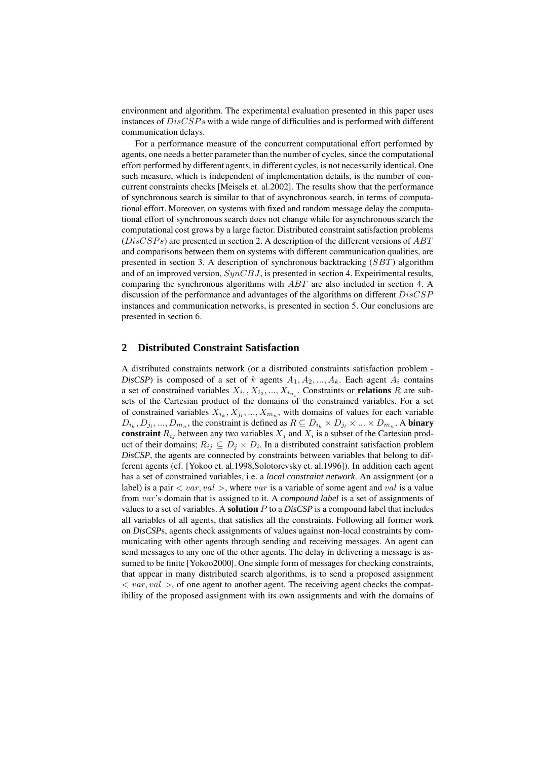environment and algorithm. The experimental evaluation presented in this paper uses instances of $DisCSPs$ with a wide range of difficulties and is performed with different communication delays.

For a performance measure of the concurrent computational effort performed by agents, one needs a better parameter than the number of cycles, since the computational effort performed by different agents, in different cycles, is not necessarily identical. One such measure, which is independent of implementation details, is the number of concurrent constraints checks [Meisels et. al.2002]. The results show that the performance of synchronous search is similar to that of asynchronous search, in terms of computational effort. Moreover, on systems with fixed and random message delay the computational effort of synchronous search does not change while for asynchronous search the computational cost grows by a large factor. Distributed constraint satisfaction problems ($DisCSPs$) are presented in section 2. A description of the different versions of $ABT$ and comparisons between them on systems with different communication qualities, are presented in section 3. A description of synchronous backtracking ($SBT$) algorithm and of an improved version, $SynCBJ$, is presented in section 4. Expeirimental results, comparing the synchronous algorithms with $ABT$ are also included in section 4. A discussion of the performance and advantages of the algorithms on different $DisCSP$ instances and communication networks, is presented in section 5. Our conclusions are presented in section 6.

## 2 Distributed Constraint Satisfaction

A distributed constraints network (or a distributed constraints satisfaction problem - ***DisCSP***) is composed of a set of $k$ agents $A_1, A_2, ..., A_k$. Each agent $A_i$ contains a set of constrained variables $X_{i_1}, X_{i_2}, ..., X_{i_{n_i}}$. Constraints or **relations** $R$ are subsets of the Cartesian product of the domains of the constrained variables. For a set of constrained variables $X_{i_k}, X_{j_l}, ..., X_{m_n}$, with domains of values for each variable $D_{i_k}, D_{j_l}, ..., D_{m_n}$, the constraint is defined as $R \subseteq D_{i_k} \times D_{j_l} \times ... \times D_{m_n}$. A **binary constraint** $R_{ij}$ between any two variables $X_j$ and $X_i$ is a subset of the Cartesian product of their domains; $R_{ij} \subseteq D_j \times D_i$. In a distributed constraint satisfaction problem *DisCSP*, the agents are connected by constraints between variables that belong to different agents (cf. [Yokoo et. al.1998,Solotorevsky et. al.1996]). In addition each agent has a set of constrained variables, i.e. a *local constraint network*. An assignment (or a label) is a pair $< var, val >$, where $var$ is a variable of some agent and $val$ is a value from $var$'s domain that is assigned to it. A *compound label* is a set of assignments of values to a set of variables. A **solution** $P$ to a *DisCSP* is a compound label that includes all variables of all agents, that satisfies all the constraints. Following all former work on *DisCSP*s, agents check assignments of values against non-local constraints by communicating with other agents through sending and receiving messages. An agent can send messages to any one of the other agents. The delay in delivering a message is assumed to be finite [Yokoo2000]. One simple form of messages for checking constraints, that appear in many distributed search algorithms, is to send a proposed assignment $< var, val >$, of one agent to another agent. The receiving agent checks the compatibility of the proposed assignment with its own assignments and with the domains of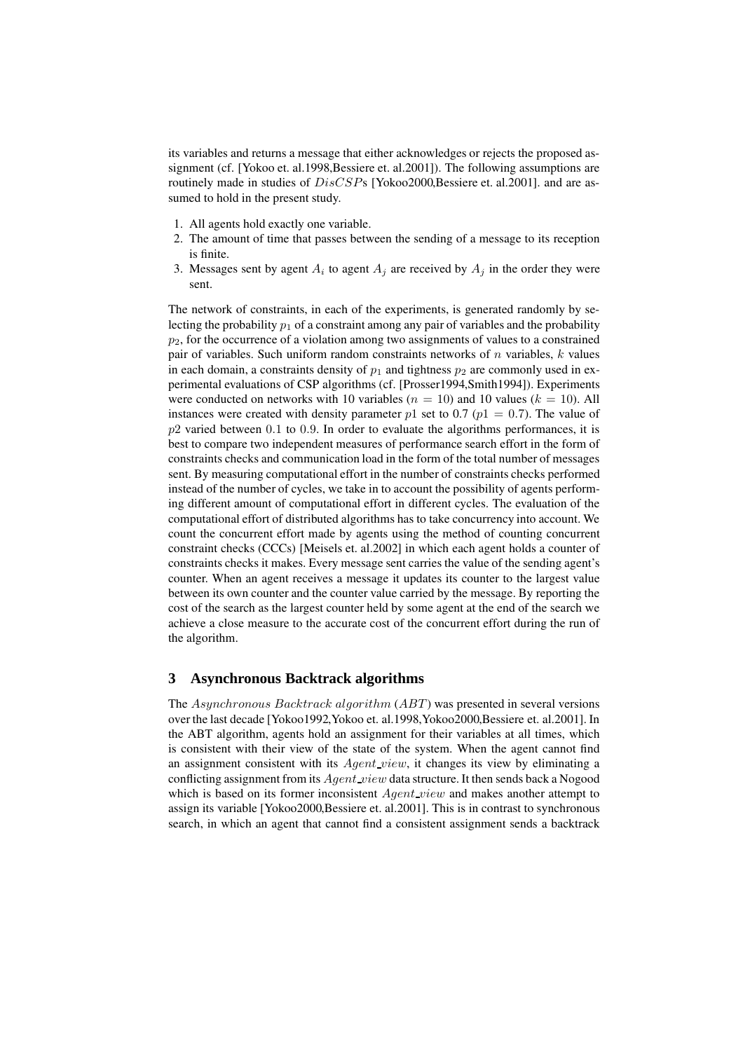its variables and returns a message that either acknowledges or rejects the proposed assignment (cf. [Yokoo et. al.1998,Bessiere et. al.2001]). The following assumptions are routinely made in studies of $DisCSP$s [Yokoo2000,Bessiere et. al.2001]. and are assumed to hold in the present study.

1. All agents hold exactly one variable.
2. The amount of time that passes between the sending of a message to its reception is finite.
3. Messages sent by agent $A_i$ to agent $A_j$ are received by $A_j$ in the order they were sent.

The network of constraints, in each of the experiments, is generated randomly by selecting the probability $p_1$ of a constraint among any pair of variables and the probability $p_2$, for the occurrence of a violation among two assignments of values to a constrained pair of variables. Such uniform random constraints networks of $n$ variables, $k$ values in each domain, a constraints density of $p_1$ and tightness $p_2$ are commonly used in experimental evaluations of CSP algorithms (cf. [Prosser1994,Smith1994]). Experiments were conducted on networks with 10 variables ($n = 10$) and 10 values ($k = 10$). All instances were created with density parameter $p1$ set to 0.7 ($p1 = 0.7$). The value of $p2$ varied between $0.1$ to $0.9$. In order to evaluate the algorithms performances, it is best to compare two independent measures of performance search effort in the form of constraints checks and communication load in the form of the total number of messages sent. By measuring computational effort in the number of constraints checks performed instead of the number of cycles, we take in to account the possibility of agents performing different amount of computational effort in different cycles. The evaluation of the computational effort of distributed algorithms has to take concurrency into account. We count the concurrent effort made by agents using the method of counting concurrent constraint checks (CCCs) [Meisels et. al.2002] in which each agent holds a counter of constraints checks it makes. Every message sent carries the value of the sending agent's counter. When an agent receives a message it updates its counter to the largest value between its own counter and the counter value carried by the message. By reporting the cost of the search as the largest counter held by some agent at the end of the search we achieve a close measure to the accurate cost of the concurrent effort during the run of the algorithm.

## 3 Asynchronous Backtrack algorithms

The $Asynchronous\ Backtrack\ algorithm$ ($ABT$) was presented in several versions over the last decade [Yokoo1992,Yokoo et. al.1998,Yokoo2000,Bessiere et. al.2001]. In the ABT algorithm, agents hold an assignment for their variables at all times, which is consistent with their view of the state of the system. When the agent cannot find an assignment consistent with its $Agent\_view$, it changes its view by eliminating a conflicting assignment from its $Agent\_view$ data structure. It then sends back a Nogood which is based on its former inconsistent $Agent\_view$ and makes another attempt to assign its variable [Yokoo2000,Bessiere et. al.2001]. This is in contrast to synchronous search, in which an agent that cannot find a consistent assignment sends a backtrack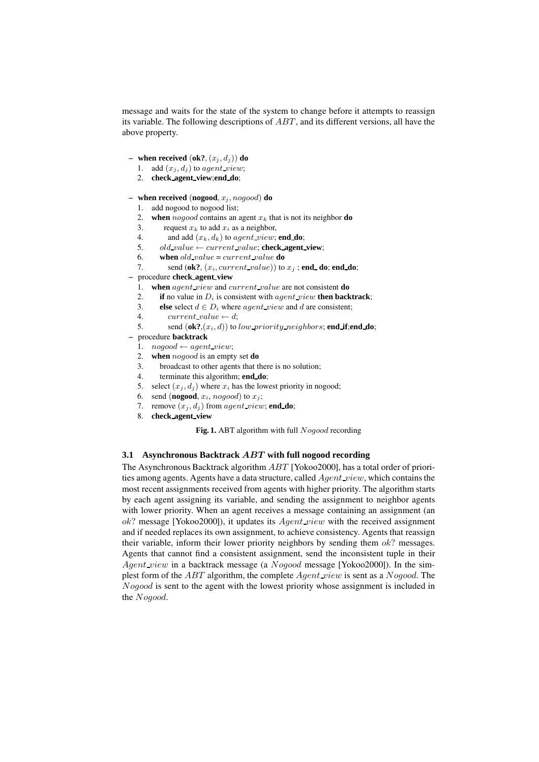message and waits for the state of the system to change before it attempts to reassign its variable. The following descriptions of $ABT$, and its different versions, all have the above property.

- **when received** (**ok?**, $(x_j, d_j)$) **do**
  1. add $(x_j, d_j)$ to $agent\_view$;
  2. **check_agent_view**;**end_do**;
- **when received** (**nogood**, $x_j, nogood$) **do**
  1. add nogood to nogood list;
  2. **when** $nogood$ contains an agent $x_k$ that is not its neighbor **do**
  3. request $x_k$ to add $x_i$ as a neighbor,
  4. and add $(x_k, d_k)$ to $agent\_view$; **end_do**;
  5. $old\_value \leftarrow current\_value$; **check_agent_view**;
  6. **when** $old\_value = current\_value$ **do**
  7. send (**ok?**, $(x_i, current\_value)$) to $x_j$ ; **end_ do**; **end_do**;
- procedure **check_agent_view**
  1. **when** $agent\_view$ and $current\_value$ are not consistent **do**
  2. **if** no value in $D_i$ is consistent with $agent\_view$ **then backtrack**;
  3. **else** select $d \in D_i$ where $agent\_view$ and $d$ are consistent;
  4. $current\_value \leftarrow d$;
  5. send (**ok?**,$(x_i, d)$) to $low\_priority\_neighbors$; **end_if**;**end_do**;
- procedure **backtrack**
  1. $nogood \leftarrow agent\_view$;
  2. **when** $nogood$ is an empty set **do**
  3. broadcast to other agents that there is no solution;
  4. terminate this algorithm; **end_do**;
  5. select $(x_j, d_j)$ where $x_i$ has the lowest priority in nogood;
  6. send (**nogood**, $x_i$, $nogood$) to $x_j$;
  7. remove $(x_j, d_j)$ from $agent\_view$; **end_do**;
  8. **check_agent_view**

**Fig. 1.** ABT algorithm with full $Nogood$ recording

### 3.1 Asynchronous Backtrack $ABT$ with full nogood recording

The Asynchronous Backtrack algorithm $ABT$ [Yokoo2000], has a total order of priorities among agents. Agents have a data structure, called $Agent\_view$, which contains the most recent assignments received from agents with higher priority. The algorithm starts by each agent assigning its variable, and sending the assignment to neighbor agents with lower priority. When an agent receives a message containing an assignment (an $ok?$ message [Yokoo2000]), it updates its $Agent\_view$ with the received assignment and if needed replaces its own assignment, to achieve consistency. Agents that reassign their variable, inform their lower priority neighbors by sending them $ok?$ messages. Agents that cannot find a consistent assignment, send the inconsistent tuple in their $Agent\_view$ in a backtrack message (a $Nogood$ message [Yokoo2000]). In the simplest form of the $ABT$ algorithm, the complete $Agent\_view$ is sent as a $Nogood$. The $Nogood$ is sent to the agent with the lowest priority whose assignment is included in the $Nogood$.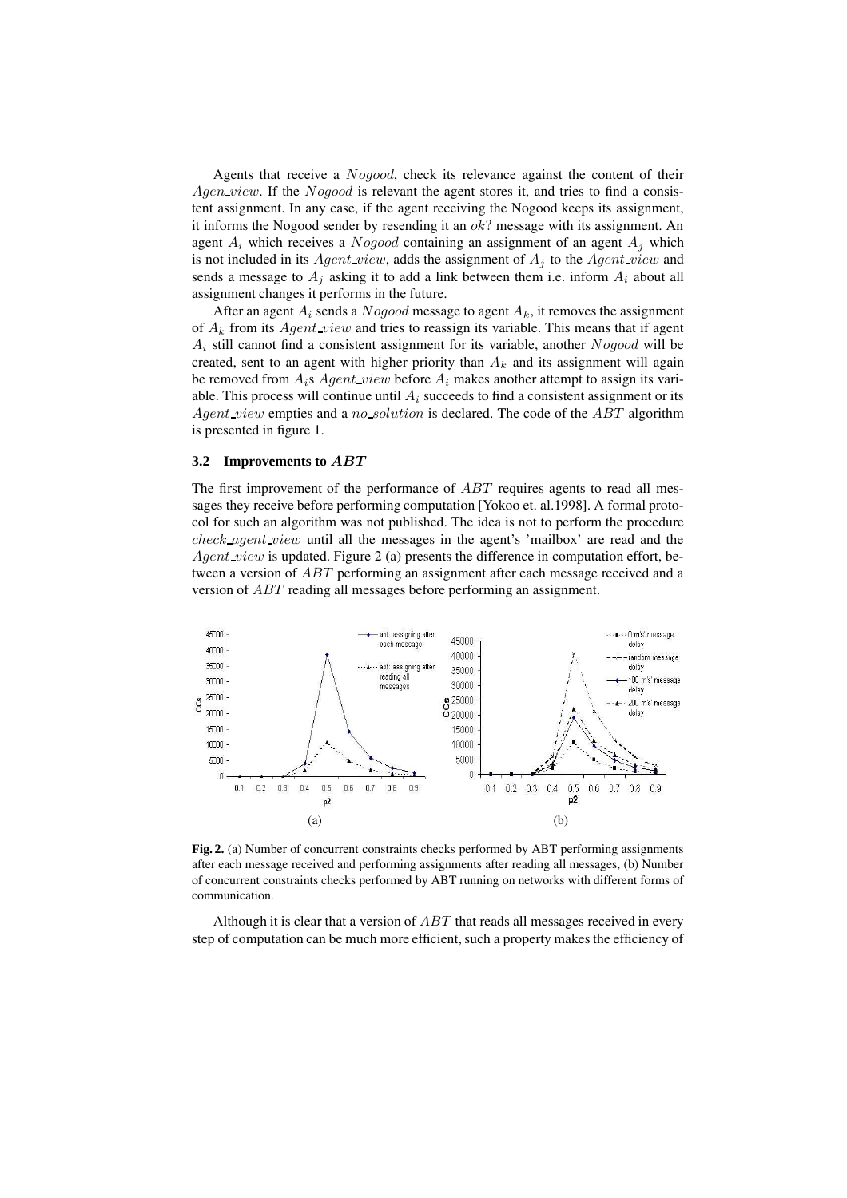Agents that receive a $Nogood$, check its relevance against the content of their $Agen\_view$. If the $Nogood$ is relevant the agent stores it, and tries to find a consistent assignment. In any case, if the agent receiving the Nogood keeps its assignment, it informs the Nogood sender by resending it an $ok?$ message with its assignment. An agent $A_i$ which receives a $Nogood$ containing an assignment of an agent $A_j$ which is not included in its $Agent\_view$, adds the assignment of $A_j$ to the $Agent\_view$ and sends a message to $A_j$ asking it to add a link between them i.e. inform $A_i$ about all assignment changes it performs in the future.

After an agent $A_i$ sends a $Nogood$ message to agent $A_k$, it removes the assignment of $A_k$ from its $Agent\_view$ and tries to reassign its variable. This means that if agent $A_i$ still cannot find a consistent assignment for its variable, another $Nogood$ will be created, sent to an agent with higher priority than $A_k$ and its assignment will again be removed from $A_i$s $Agent\_view$ before $A_i$ makes another attempt to assign its variable. This process will continue until $A_i$ succeeds to find a consistent assignment or its $Agent\_view$ empties and a $no\_solution$ is declared. The code of the $ABT$ algorithm is presented in figure 1.

### 3.2 Improvements to $ABT$

The first improvement of the performance of $ABT$ requires agents to read all messages they receive before performing computation [Yokoo et. al.1998]. A formal protocol for such an algorithm was not published. The idea is not to perform the procedure $check\_agent\_view$ until all the messages in the agent's 'mailbox' are read and the $Agent\_view$ is updated. Figure 2 (a) presents the difference in computation effort, between a version of $ABT$ performing an assignment after each message received and a version of $ABT$ reading all messages before performing an assignment.

**Fig. 2.** (a) Number of concurrent constraints checks performed by ABT performing assignments after each message received and performing assignments after reading all messages, (b) Number of concurrent constraints checks performed by ABT running on networks with different forms of communication.

Although it is clear that a version of $ABT$ that reads all messages received in every step of computation can be much more efficient, such a property makes the efficiency of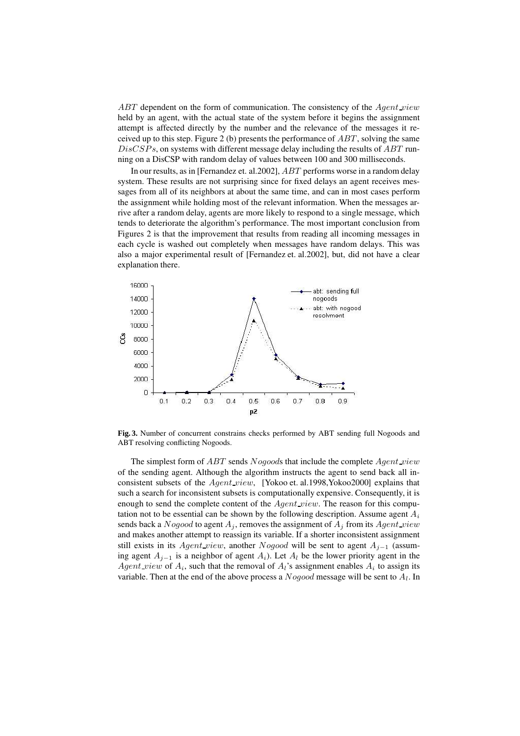$ABT$ dependent on the form of communication. The consistency of the $Agent\_view$ held by an agent, with the actual state of the system before it begins the assignment attempt is affected directly by the number and the relevance of the messages it received up to this step. Figure 2 (b) presents the performance of $ABT$, solving the same $DisCSPs$, on systems with different message delay including the results of $ABT$ running on a DisCSP with random delay of values between 100 and 300 milliseconds.

In our results, as in [Fernandez et. al.2002], $ABT$ performs worse in a random delay system. These results are not surprising since for fixed delays an agent receives messages from all of its neighbors at about the same time, and can in most cases perform the assignment while holding most of the relevant information. When the messages arrive after a random delay, agents are more likely to respond to a single message, which tends to deteriorate the algorithm's performance. The most important conclusion from Figures 2 is that the improvement that results from reading all incoming messages in each cycle is washed out completely when messages have random delays. This was also a major experimental result of [Fernandez et. al.2002], but, did not have a clear explanation there.

**Fig. 3.** Number of concurrent constrains checks performed by ABT sending full Nogoods and ABT resolving conflicting Nogoods.

The simplest form of $ABT$ sends $Nogood$s that include the complete $Agent\_view$ of the sending agent. Although the algorithm instructs the agent to send back all inconsistent subsets of the $Agent\_view$, [Yokoo et. al.1998,Yokoo2000] explains that such a search for inconsistent subsets is computationally expensive. Consequently, it is enough to send the complete content of the $Agent\_view$. The reason for this computation not to be essential can be shown by the following description. Assume agent $A_i$ sends back a $Nogood$ to agent $A_j$, removes the assignment of $A_j$ from its $Agent\_view$ and makes another attempt to reassign its variable. If a shorter inconsistent assignment still exists in its $Agent\_view$, another $Nogood$ will be sent to agent $A_{j-1}$ (assuming agent $A_{j-1}$ is a neighbor of agent $A_i$). Let $A_l$ be the lower priority agent in the $Agent\_view$ of $A_i$, such that the removal of $A_l$'s assignment enables $A_i$ to assign its variable. Then at the end of the above process a $Nogood$ message will be sent to $A_l$. In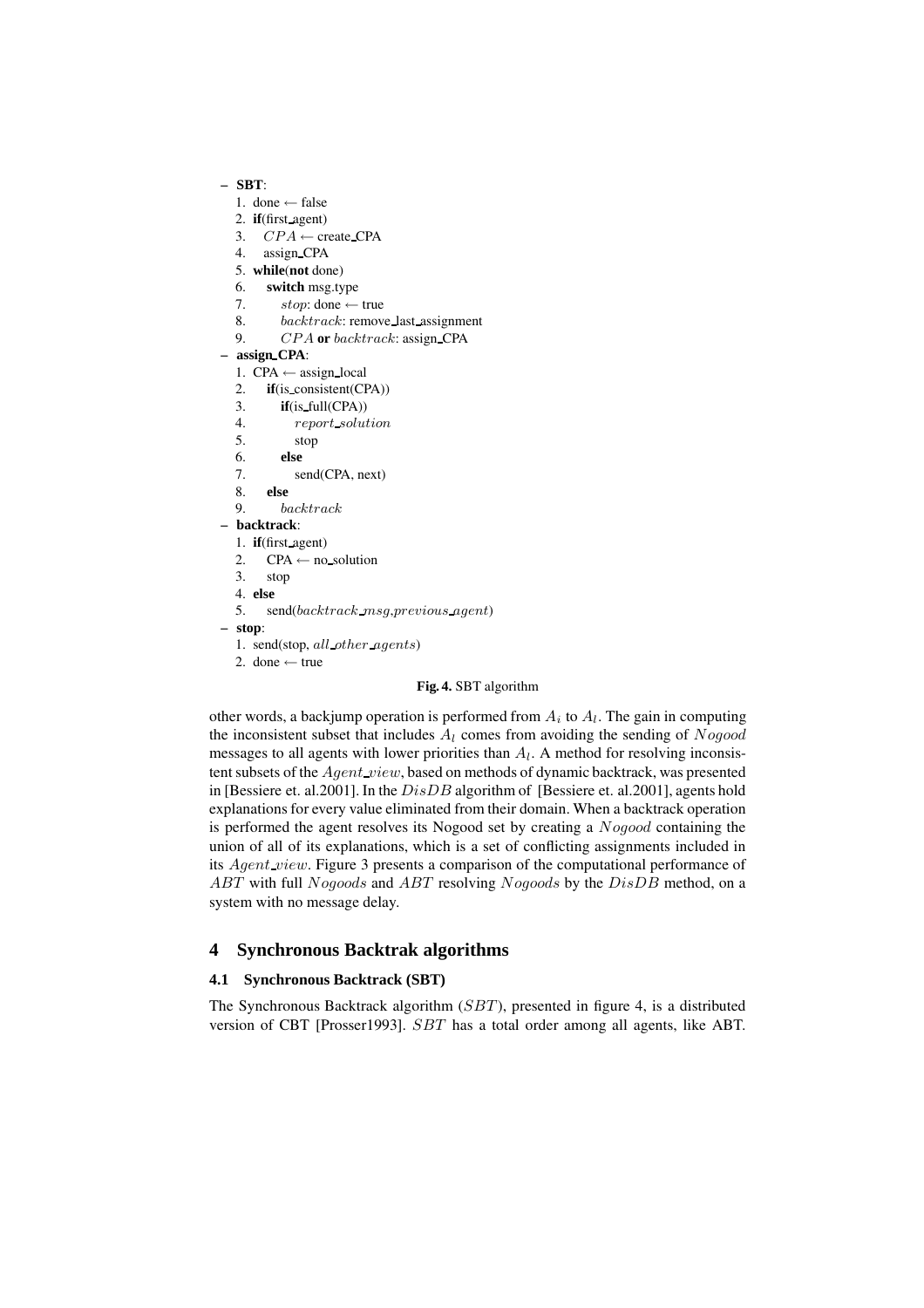- **SBT**:
  1. done ← false
  2. **if**(first_agent)
  3. $CPA$ ← create_CPA
  4. assign_CPA
  5. **while**(**not** done)
  6. **switch** msg.type
  7. $stop$: done ← true
  8. $backtrack$: remove_last_assignment
  9. $CPA$ **or** $backtrack$: assign_CPA
- **assign_CPA**:
  1. CPA ← assign_local
  2. **if**(is_consistent(CPA))
  3. **if**(is_full(CPA))
  4. $report\_solution$
  5. stop
  6. **else**
  7. send(CPA, next)
  8. **else**
  9. $backtrack$
- **backtrack**:
  1. **if**(first_agent)
  2. CPA ← no_solution
  3. stop
  4. **else**
  5. send($backtrack\_msg$,$previous\_agent$)
- **stop**:
  1. send(stop, $all\_other\_agents$)
  2. done ← true

**Fig. 4.** SBT algorithm

other words, a backjump operation is performed from $A_i$ to $A_l$. The gain in computing the inconsistent subset that includes $A_l$ comes from avoiding the sending of $Nogood$ messages to all agents with lower priorities than $A_l$. A method for resolving inconsistent subsets of the $Agent\_view$, based on methods of dynamic backtrack, was presented in [Bessiere et. al.2001]. In the $DisDB$ algorithm of [Bessiere et. al.2001], agents hold explanations for every value eliminated from their domain. When a backtrack operation is performed the agent resolves its Nogood set by creating a $Nogood$ containing the union of all of its explanations, which is a set of conflicting assignments included in its $Agent\_view$. Figure 3 presents a comparison of the computational performance of $ABT$ with full $Nogoods$ and $ABT$ resolving $Nogoods$ by the $DisDB$ method, on a system with no message delay.

## 4 Synchronous Backtrak algorithms

### 4.1 Synchronous Backtrack (SBT)

The Synchronous Backtrack algorithm ($SBT$), presented in figure 4, is a distributed version of CBT [Prosser1993]. $SBT$ has a total order among all agents, like ABT.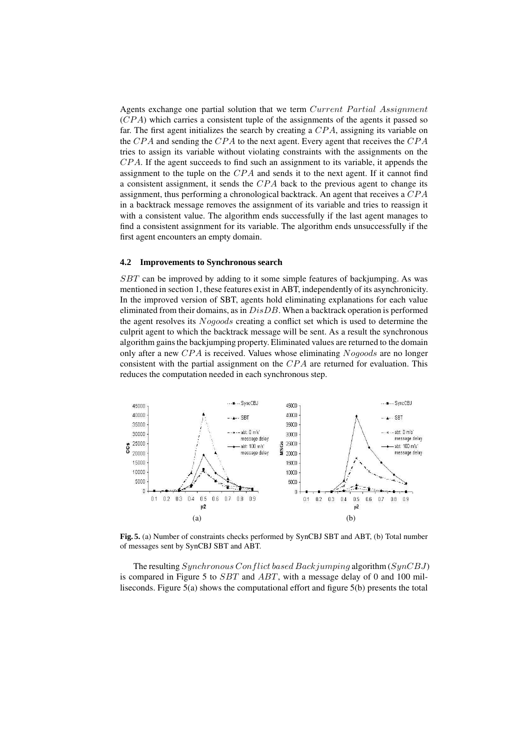Agents exchange one partial solution that we term *Current Partial Assignment* ($CPA$) which carries a consistent tuple of the assignments of the agents it passed so far. The first agent initializes the search by creating a $CPA$, assigning its variable on the $CPA$ and sending the $CPA$ to the next agent. Every agent that receives the $CPA$ tries to assign its variable without violating constraints with the assignments on the $CPA$. If the agent succeeds to find such an assignment to its variable, it appends the assignment to the tuple on the $CPA$ and sends it to the next agent. If it cannot find a consistent assignment, it sends the $CPA$ back to the previous agent to change its assignment, thus performing a chronological backtrack. An agent that receives a $CPA$ in a backtrack message removes the assignment of its variable and tries to reassign it with a consistent value. The algorithm ends successfully if the last agent manages to find a consistent assignment for its variable. The algorithm ends unsuccessfully if the first agent encounters an empty domain.

### 4.2 Improvements to Synchronous search

$SBT$ can be improved by adding to it some simple features of backjumping. As was mentioned in section 1, these features exist in ABT, independently of its asynchronicity. In the improved version of SBT, agents hold eliminating explanations for each value eliminated from their domains, as in $DisDB$. When a backtrack operation is performed the agent resolves its $Nogoods$ creating a conflict set which is used to determine the culprit agent to which the backtrack message will be sent. As a result the synchronous algorithm gains the backjumping property. Eliminated values are returned to the domain only after a new $CPA$ is received. Values whose eliminating $Nogoods$ are no longer consistent with the partial assignment on the $CPA$ are returned for evaluation. This reduces the computation needed in each synchronous step.

**Fig. 5.** (a) Number of constraints checks performed by SynCBJ SBT and ABT, (b) Total number of messages sent by SynCBJ SBT and ABT.

The resulting *Synchronous Conflict based Backjumping* algorithm ($SynCBJ$) is compared in Figure 5 to $SBT$ and $ABT$, with a message delay of 0 and 100 milliseconds. Figure 5(a) shows the computational effort and figure 5(b) presents the total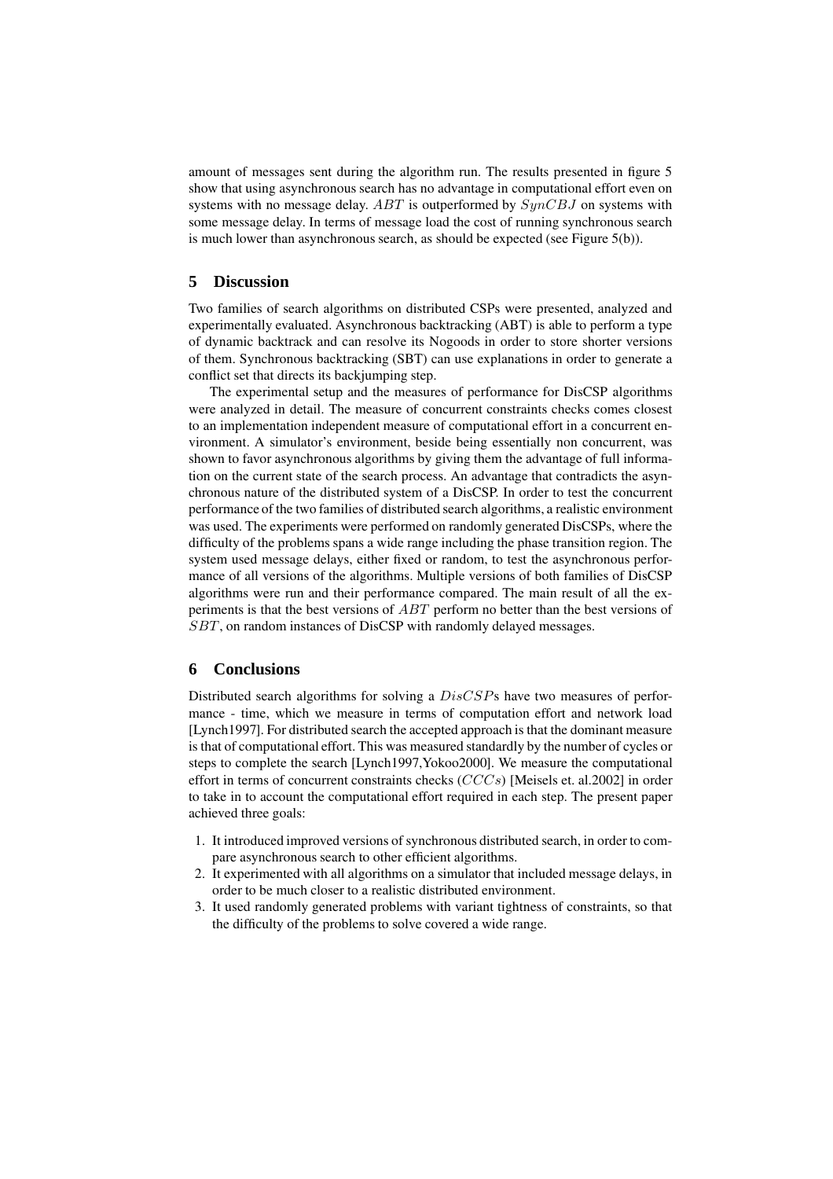amount of messages sent during the algorithm run. The results presented in figure 5 show that using asynchronous search has no advantage in computational effort even on systems with no message delay. $ABT$ is outperformed by $SynCBJ$ on systems with some message delay. In terms of message load the cost of running synchronous search is much lower than asynchronous search, as should be expected (see Figure 5(b)).

## 5 Discussion

Two families of search algorithms on distributed CSPs were presented, analyzed and experimentally evaluated. Asynchronous backtracking (ABT) is able to perform a type of dynamic backtrack and can resolve its Nogoods in order to store shorter versions of them. Synchronous backtracking (SBT) can use explanations in order to generate a conflict set that directs its backjumping step.

The experimental setup and the measures of performance for DisCSP algorithms were analyzed in detail. The measure of concurrent constraints checks comes closest to an implementation independent measure of computational effort in a concurrent environment. A simulator's environment, beside being essentially non concurrent, was shown to favor asynchronous algorithms by giving them the advantage of full information on the current state of the search process. An advantage that contradicts the asynchronous nature of the distributed system of a DisCSP. In order to test the concurrent performance of the two families of distributed search algorithms, a realistic environment was used. The experiments were performed on randomly generated DisCSPs, where the difficulty of the problems spans a wide range including the phase transition region. The system used message delays, either fixed or random, to test the asynchronous performance of all versions of the algorithms. Multiple versions of both families of DisCSP algorithms were run and their performance compared. The main result of all the experiments is that the best versions of $ABT$ perform no better than the best versions of $SBT$, on random instances of DisCSP with randomly delayed messages.

## 6 Conclusions

Distributed search algorithms for solving a $DisCSP$s have two measures of performance - time, which we measure in terms of computation effort and network load [Lynch1997]. For distributed search the accepted approach is that the dominant measure is that of computational effort. This was measured standardly by the number of cycles or steps to complete the search [Lynch1997,Yokoo2000]. We measure the computational effort in terms of concurrent constraints checks ($CCCs$) [Meisels et. al.2002] in order to take in to account the computational effort required in each step. The present paper achieved three goals:

1. It introduced improved versions of synchronous distributed search, in order to compare asynchronous search to other efficient algorithms.
2. It experimented with all algorithms on a simulator that included message delays, in order to be much closer to a realistic distributed environment.
3. It used randomly generated problems with variant tightness of constraints, so that the difficulty of the problems to solve covered a wide range.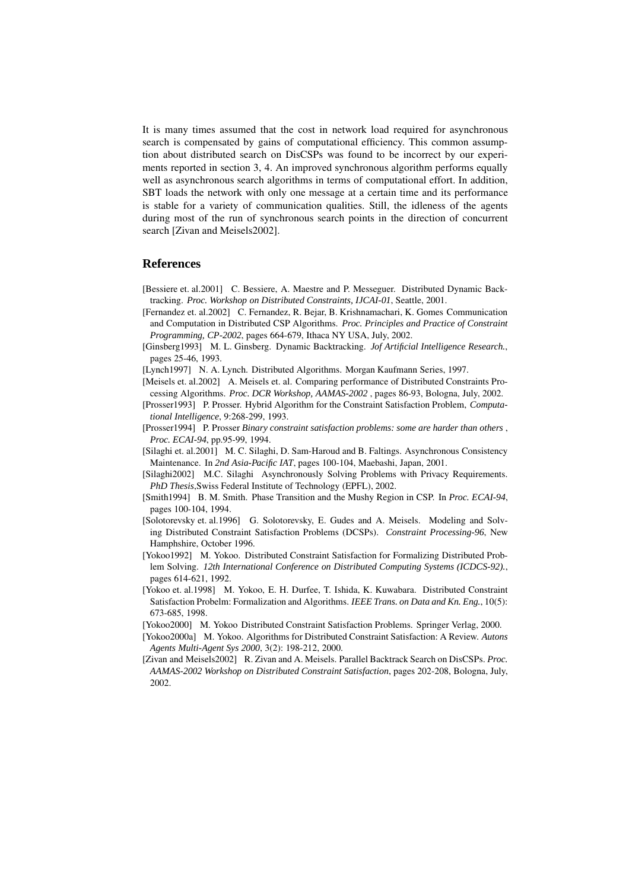It is many times assumed that the cost in network load required for asynchronous search is compensated by gains of computational efficiency. This common assumption about distributed search on DisCSPs was found to be incorrect by our experiments reported in section 3, 4. An improved synchronous algorithm performs equally well as asynchronous search algorithms in terms of computational effort. In addition, SBT loads the network with only one message at a certain time and its performance is stable for a variety of communication qualities. Still, the idleness of the agents during most of the run of synchronous search points in the direction of concurrent search [Zivan and Meisels2002].

## References

[Bessiere et. al.2001] C. Bessiere, A. Maestre and P. Messeguer. Distributed Dynamic Backtracking. *Proc. Workshop on Distributed Constraints, IJCAI-01*, Seattle, 2001.

[Fernandez et. al.2002] C. Fernandez, R. Bejar, B. Krishnamachari, K. Gomes Communication and Computation in Distributed CSP Algorithms. *Proc. Principles and Practice of Constraint Programming, CP-2002*, pages 664-679, Ithaca NY USA, July, 2002.

[Ginsberg1993] M. L. Ginsberg. Dynamic Backtracking. *Jof Artificial Intelligence Research.*, pages 25-46, 1993.

[Lynch1997] N. A. Lynch. Distributed Algorithms. Morgan Kaufmann Series, 1997.

[Meisels et. al.2002] A. Meisels et. al. Comparing performance of Distributed Constraints Processing Algorithms. *Proc. DCR Workshop, AAMAS-2002* , pages 86-93, Bologna, July, 2002.

[Prosser1993] P. Prosser. Hybrid Algorithm for the Constraint Satisfaction Problem, *Computational Intelligence*, 9:268-299, 1993.

[Prosser1994] P. Prosser *Binary constraint satisfaction problems: some are harder than others* , *Proc. ECAI-94*, pp.95-99, 1994.

[Silaghi et. al.2001] M. C. Silaghi, D. Sam-Haroud and B. Faltings. Asynchronous Consistency Maintenance. In *2nd Asia-Pacific IAT*, pages 100-104, Maebashi, Japan, 2001.

[Silaghi2002] M.C. Silaghi Asynchronously Solving Problems with Privacy Requirements. *PhD Thesis*,Swiss Federal Institute of Technology (EPFL), 2002.

[Smith1994] B. M. Smith. Phase Transition and the Mushy Region in CSP. In *Proc. ECAI-94*, pages 100-104, 1994.

[Solotorevsky et. al.1996] G. Solotorevsky, E. Gudes and A. Meisels. Modeling and Solving Distributed Constraint Satisfaction Problems (DCSPs). *Constraint Processing-96*, New Hamphshire, October 1996.

[Yokoo1992] M. Yokoo. Distributed Constraint Satisfaction for Formalizing Distributed Problem Solving. *12th International Conference on Distributed Computing Systems (ICDCS-92).*, pages 614-621, 1992.

[Yokoo et. al.1998] M. Yokoo, E. H. Durfee, T. Ishida, K. Kuwabara. Distributed Constraint Satisfaction Probelm: Formalization and Algorithms. *IEEE Trans. on Data and Kn. Eng.*, 10(5): 673-685, 1998.

[Yokoo2000] M. Yokoo Distributed Constraint Satisfaction Problems. Springer Verlag, 2000.

[Yokoo2000a] M. Yokoo. Algorithms for Distributed Constraint Satisfaction: A Review. *Autons Agents Multi-Agent Sys 2000*, 3(2): 198-212, 2000.

[Zivan and Meisels2002] R. Zivan and A. Meisels. Parallel Backtrack Search on DisCSPs. *Proc. AAMAS-2002 Workshop on Distributed Constraint Satisfaction*, pages 202-208, Bologna, July, 2002.